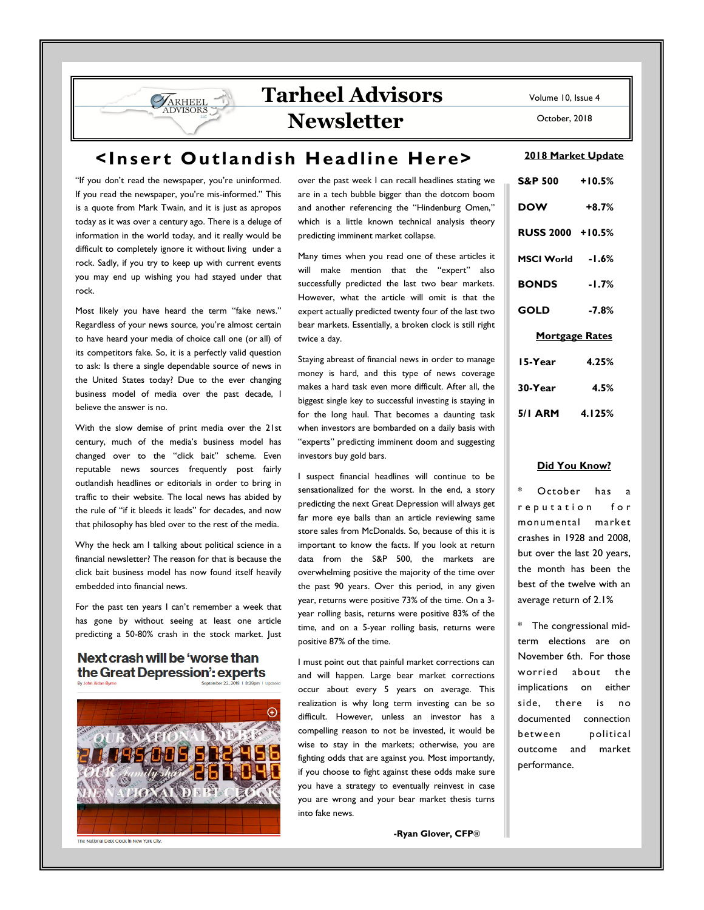# Tarheel Advisors Newsletter

Volume 10, Issue 4

October, 2018

## <Insert Outlandish Headline Here>

"If you don't read the newspaper, you're uninformed. If you read the newspaper, you're mis-informed." This is a quote from Mark Twain, and it is just as apropos today as it was over a century ago. There is a deluge of information in the world today, and it really would be difficult to completely ignore it without living under a rock. Sadly, if you try to keep up with current events you may end up wishing you had stayed under that rock.

Most likely you have heard the term "fake news." Regardless of your news source, you're almost certain to have heard your media of choice call one (or all) of its competitors fake. So, it is a perfectly valid question to ask: Is there a single dependable source of news in the United States today? Due to the ever changing business model of media over the past decade, I believe the answer is no.

With the slow demise of print media over the 21st century, much of the media's business model has changed over to the "click bait" scheme. Even reputable news sources frequently post fairly outlandish headlines or editorials in order to bring in traffic to their website. The local news has abided by the rule of "if it bleeds it leads" for decades, and now that philosophy has bled over to the rest of the media.

Why the heck am I talking about political science in a financial newsletter? The reason for that is because the click bait business model has now found itself heavily embedded into financial news.

For the past ten years I can't remember a week that has gone by without seeing at least one article predicting a 50-80% crash in the stock market. Just

**Next crash will be 'worse than the Great Depression': experts**

By John Aidan Byrne September 22, 2018 | 8:29pm | Updated

The National Debt Clock in New York City.

over the past week I can recall headlines stating we are in a tech bubble bigger than the dotcom boom and another referencing the "Hindenburg Omen," which is a little known technical analysis theory predicting imminent market collapse.

Many times when you read one of these articles it will make mention that the "expert" also successfully predicted the last two bear markets. However, what the article will omit is that the expert actually predicted twenty four of the last two bear markets. Essentially, a broken clock is still right twice a day.

Staying abreast of financial news in order to manage money is hard, and this type of news coverage makes a hard task even more difficult. After all, the biggest single key to successful investing is staying in for the long haul. That becomes a daunting task when investors are bombarded on a daily basis with "experts" predicting imminent doom and suggesting investors buy gold bars.

I suspect financial headlines will continue to be sensationalized for the worst. In the end, a story predicting the next Great Depression will always get far more eye balls than an article reviewing same store sales from McDonalds. So, because of this it is important to know the facts. If you look at return data from the S&P 500, the markets are overwhelming positive the majority of the time over the past 90 years. Over this period, in any given year, returns were positive 73% of the time. On a 3-year rolling basis, returns were positive 83% of the time, and on a 5-year rolling basis, returns were positive 87% of the time.

I must point out that painful market corrections can and will happen. Large bear market corrections occur about every 5 years on average. This realization is why long term investing can be so difficult. However, unless an investor has a compelling reason to not be invested, it would be wise to stay in the markets; otherwise, you are fighting odds that are against you. Most importantly, if you choose to fight against these odds make sure you have a strategy to eventually reinvest in case you are wrong and your bear market thesis turns into fake news.

**-Ryan Glover, CFP®**

### 2018 Market Update

| | |
|---|---|
| S&P 500 | +10.5% |
| DOW | +8.7% |
| RUSS 2000 | +10.5% |
| MSCI World | -1.6% |
| BONDS | -1.7% |
| GOLD | -7.8% |

### Mortgage Rates

| | |
|---|---|
| 15-Year | 4.25% |
| 30-Year | 4.5% |
| 5/1 ARM | 4.125% |

### Did You Know?

* October has a reputation for monumental market crashes in 1928 and 2008, but over the last 20 years, the month has been the best of the twelve with an average return of 2.1%

* The congressional mid-term elections are on November 6th. For those worried about the implications on either side, there is no documented connection between political outcome and market performance.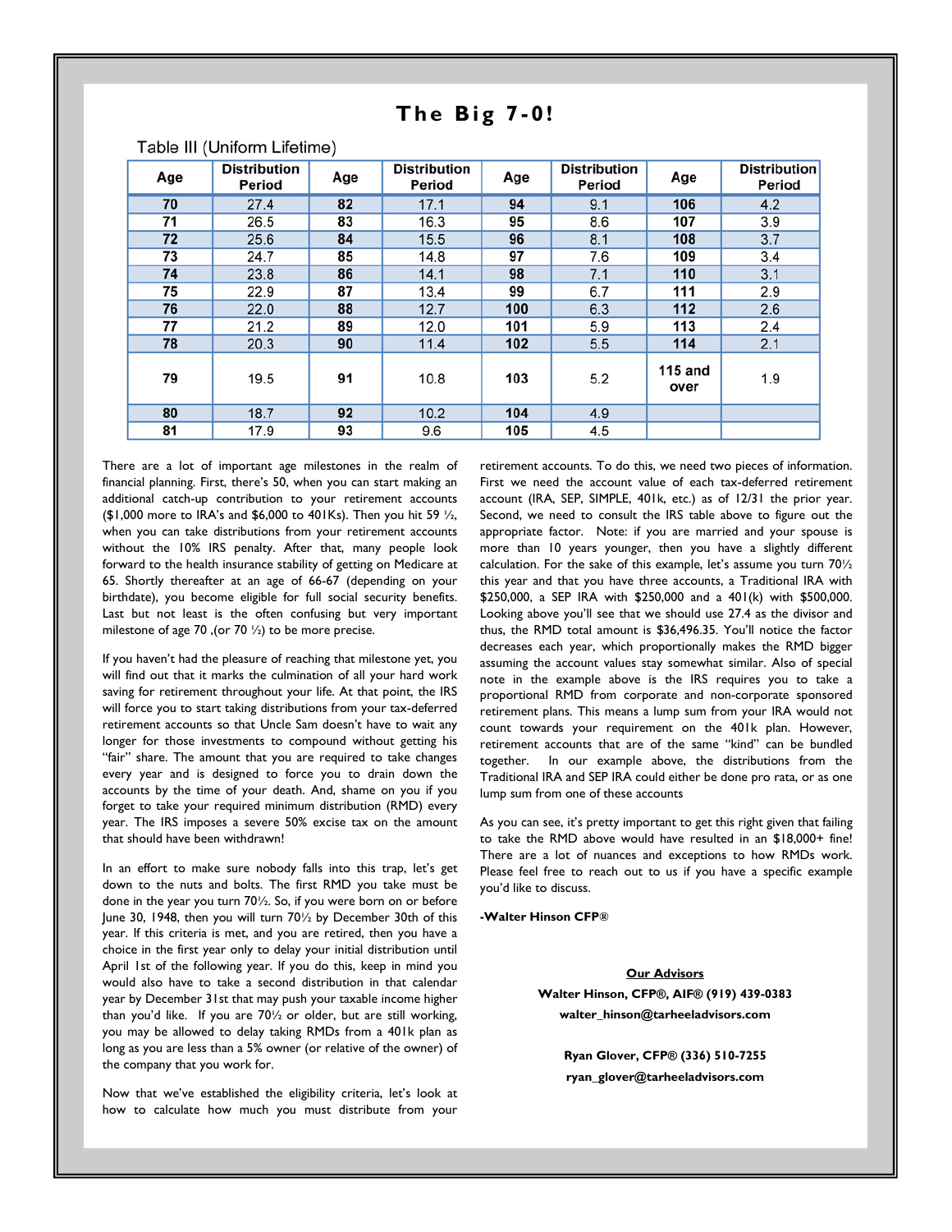# The Big 7-0!

Table III (Uniform Lifetime)

| Age | Distribution Period | Age | Distribution Period | Age | Distribution Period | Age | Distribution Period |
|---|---|---|---|---|---|---|---|
| 70 | 27.4 | 82 | 17.1 | 94 | 9.1 | 106 | 4.2 |
| 71 | 26.5 | 83 | 16.3 | 95 | 8.6 | 107 | 3.9 |
| 72 | 25.6 | 84 | 15.5 | 96 | 8.1 | 108 | 3.7 |
| 73 | 24.7 | 85 | 14.8 | 97 | 7.6 | 109 | 3.4 |
| 74 | 23.8 | 86 | 14.1 | 98 | 7.1 | 110 | 3.1 |
| 75 | 22.9 | 87 | 13.4 | 99 | 6.7 | 111 | 2.9 |
| 76 | 22.0 | 88 | 12.7 | 100 | 6.3 | 112 | 2.6 |
| 77 | 21.2 | 89 | 12.0 | 101 | 5.9 | 113 | 2.4 |
| 78 | 20.3 | 90 | 11.4 | 102 | 5.5 | 114 | 2.1 |
| 79 | 19.5 | 91 | 10.8 | 103 | 5.2 | 115 and over | 1.9 |
| 80 | 18.7 | 92 | 10.2 | 104 | 4.9 | | |
| 81 | 17.9 | 93 | 9.6 | 105 | 4.5 | | |

There are a lot of important age milestones in the realm of financial planning. First, there's 50, when you can start making an additional catch-up contribution to your retirement accounts ($1,000 more to IRA's and $6,000 to 401Ks). Then you hit 59 ½, when you can take distributions from your retirement accounts without the 10% IRS penalty. After that, many people look forward to the health insurance stability of getting on Medicare at 65. Shortly thereafter at an age of 66-67 (depending on your birthdate), you become eligible for full social security benefits. Last but not least is the often confusing but very important milestone of age 70 ,(or 70 ½) to be more precise.

If you haven't had the pleasure of reaching that milestone yet, you will find out that it marks the culmination of all your hard work saving for retirement throughout your life. At that point, the IRS will force you to start taking distributions from your tax-deferred retirement accounts so that Uncle Sam doesn't have to wait any longer for those investments to compound without getting his "fair" share. The amount that you are required to take changes every year and is designed to force you to drain down the accounts by the time of your death. And, shame on you if you forget to take your required minimum distribution (RMD) every year. The IRS imposes a severe 50% excise tax on the amount that should have been withdrawn!

In an effort to make sure nobody falls into this trap, let's get down to the nuts and bolts. The first RMD you take must be done in the year you turn 70½. So, if you were born on or before June 30, 1948, then you will turn 70½ by December 30th of this year. If this criteria is met, and you are retired, then you have a choice in the first year only to delay your initial distribution until April 1st of the following year. If you do this, keep in mind you would also have to take a second distribution in that calendar year by December 31st that may push your taxable income higher than you'd like. If you are 70½ or older, but are still working, you may be allowed to delay taking RMDs from a 401k plan as long as you are less than a 5% owner (or relative of the owner) of the company that you work for.

Now that we've established the eligibility criteria, let's look at how to calculate how much you must distribute from your retirement accounts. To do this, we need two pieces of information. First we need the account value of each tax-deferred retirement account (IRA, SEP, SIMPLE, 401k, etc.) as of 12/31 the prior year. Second, we need to consult the IRS table above to figure out the appropriate factor. Note: if you are married and your spouse is more than 10 years younger, then you have a slightly different calculation. For the sake of this example, let's assume you turn 70½ this year and that you have three accounts, a Traditional IRA with $250,000, a SEP IRA with $250,000 and a 401(k) with $500,000. Looking above you'll see that we should use 27.4 as the divisor and thus, the RMD total amount is $36,496.35. You'll notice the factor decreases each year, which proportionally makes the RMD bigger assuming the account values stay somewhat similar. Also of special note in the example above is the IRS requires you to take a proportional RMD from corporate and non-corporate sponsored retirement plans. This means a lump sum from your IRA would not count towards your requirement on the 401k plan. However, retirement accounts that are of the same "kind" can be bundled together. In our example above, the distributions from the Traditional IRA and SEP IRA could either be done pro rata, or as one lump sum from one of these accounts

As you can see, it's pretty important to get this right given that failing to take the RMD above would have resulted in an $18,000+ fine! There are a lot of nuances and exceptions to how RMDs work. Please feel free to reach out to us if you have a specific example you'd like to discuss.

**-Walter Hinson CFP®**

**Our Advisors**

**Walter Hinson, CFP®, AIF® (919) 439-0383**
**walter_hinson@tarheeladvisors.com**

**Ryan Glover, CFP® (336) 510-7255**
**ryan_glover@tarheeladvisors.com**